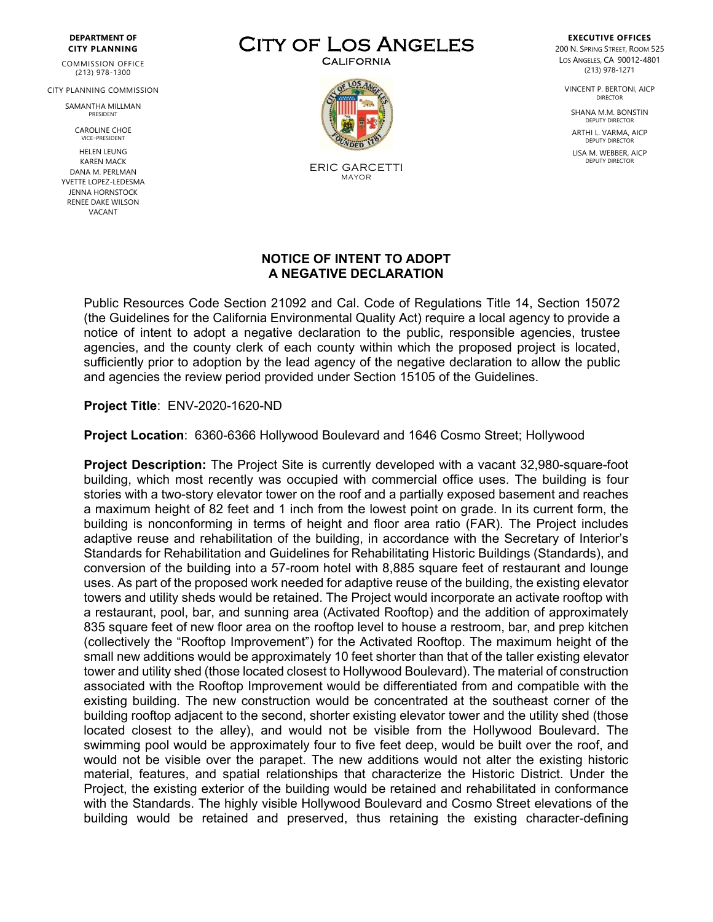**DEPARTMENT OF CITY PLANNING**

COMMISSION OFFICE
(213) 978-1300

CITY PLANNING COMMISSION

SAMANTHA MILLMAN
PRESIDENT

CAROLINE CHOE
VICE-PRESIDENT

HELEN LEUNG
KAREN MACK
DANA M. PERLMAN
YVETTE LOPEZ-LEDESMA
JENNA HORNSTOCK
RENEE DAKE WILSON
VACANT

# CITY OF LOS ANGELES

CALIFORNIA

ERIC GARCETTI
MAYOR

**EXECUTIVE OFFICES**

200 N. SPRING STREET, ROOM 525
LOS ANGELES, CA 90012-4801
(213) 978-1271

VINCENT P. BERTONI, AICP
DIRECTOR

SHANA M.M. BONSTIN
DEPUTY DIRECTOR

ARTHI L. VARMA, AICP
DEPUTY DIRECTOR

LISA M. WEBBER, AICP
DEPUTY DIRECTOR

## NOTICE OF INTENT TO ADOPT A NEGATIVE DECLARATION

Public Resources Code Section 21092 and Cal. Code of Regulations Title 14, Section 15072 (the Guidelines for the California Environmental Quality Act) require a local agency to provide a notice of intent to adopt a negative declaration to the public, responsible agencies, trustee agencies, and the county clerk of each county within which the proposed project is located, sufficiently prior to adoption by the lead agency of the negative declaration to allow the public and agencies the review period provided under Section 15105 of the Guidelines.

**Project Title**: ENV-2020-1620-ND

**Project Location**: 6360-6366 Hollywood Boulevard and 1646 Cosmo Street; Hollywood

**Project Description:** The Project Site is currently developed with a vacant 32,980-square-foot building, which most recently was occupied with commercial office uses. The building is four stories with a two-story elevator tower on the roof and a partially exposed basement and reaches a maximum height of 82 feet and 1 inch from the lowest point on grade. In its current form, the building is nonconforming in terms of height and floor area ratio (FAR). The Project includes adaptive reuse and rehabilitation of the building, in accordance with the Secretary of Interior's Standards for Rehabilitation and Guidelines for Rehabilitating Historic Buildings (Standards), and conversion of the building into a 57-room hotel with 8,885 square feet of restaurant and lounge uses. As part of the proposed work needed for adaptive reuse of the building, the existing elevator towers and utility sheds would be retained. The Project would incorporate an activate rooftop with a restaurant, pool, bar, and sunning area (Activated Rooftop) and the addition of approximately 835 square feet of new floor area on the rooftop level to house a restroom, bar, and prep kitchen (collectively the "Rooftop Improvement") for the Activated Rooftop. The maximum height of the small new additions would be approximately 10 feet shorter than that of the taller existing elevator tower and utility shed (those located closest to Hollywood Boulevard). The material of construction associated with the Rooftop Improvement would be differentiated from and compatible with the existing building. The new construction would be concentrated at the southeast corner of the building rooftop adjacent to the second, shorter existing elevator tower and the utility shed (those located closest to the alley), and would not be visible from the Hollywood Boulevard. The swimming pool would be approximately four to five feet deep, would be built over the roof, and would not be visible over the parapet. The new additions would not alter the existing historic material, features, and spatial relationships that characterize the Historic District. Under the Project, the existing exterior of the building would be retained and rehabilitated in conformance with the Standards. The highly visible Hollywood Boulevard and Cosmo Street elevations of the building would be retained and preserved, thus retaining the existing character-defining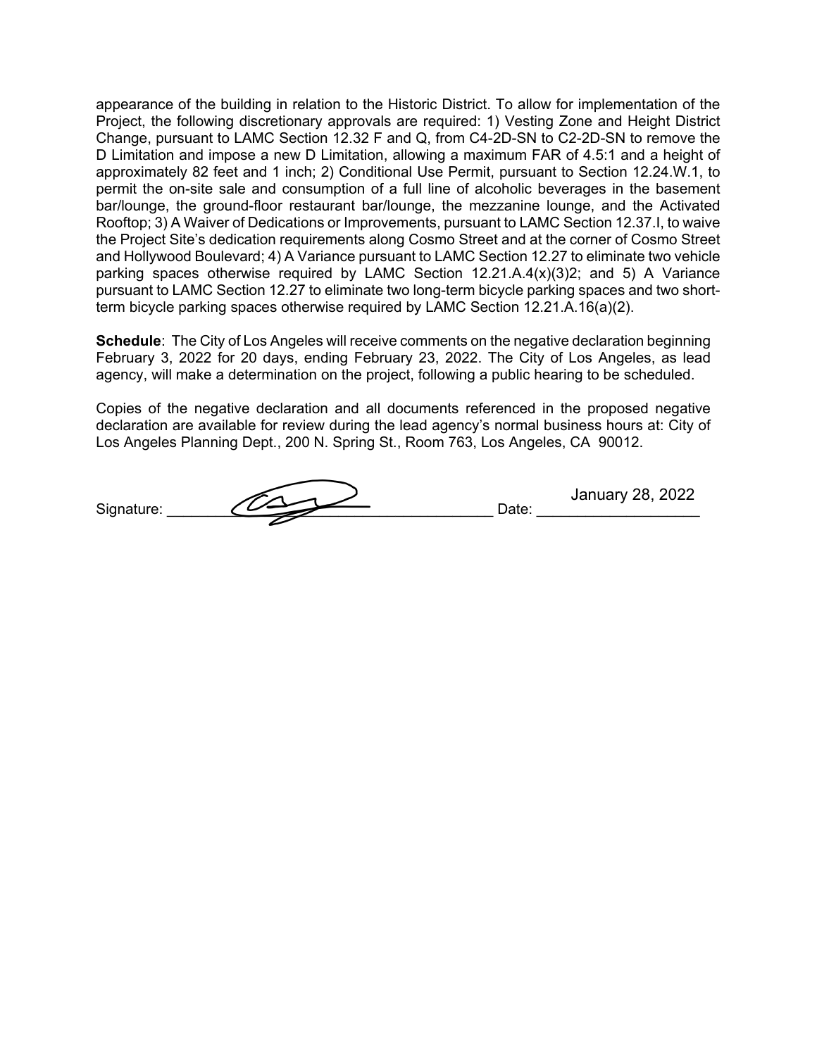appearance of the building in relation to the Historic District. To allow for implementation of the Project, the following discretionary approvals are required: 1) Vesting Zone and Height District Change, pursuant to LAMC Section 12.32 F and Q, from C4-2D-SN to C2-2D-SN to remove the D Limitation and impose a new D Limitation, allowing a maximum FAR of 4.5:1 and a height of approximately 82 feet and 1 inch; 2) Conditional Use Permit, pursuant to Section 12.24.W.1, to permit the on-site sale and consumption of a full line of alcoholic beverages in the basement bar/lounge, the ground-floor restaurant bar/lounge, the mezzanine lounge, and the Activated Rooftop; 3) A Waiver of Dedications or Improvements, pursuant to LAMC Section 12.37.I, to waive the Project Site's dedication requirements along Cosmo Street and at the corner of Cosmo Street and Hollywood Boulevard; 4) A Variance pursuant to LAMC Section 12.27 to eliminate two vehicle parking spaces otherwise required by LAMC Section 12.21.A.4(x)(3)2; and 5) A Variance pursuant to LAMC Section 12.27 to eliminate two long-term bicycle parking spaces and two short-term bicycle parking spaces otherwise required by LAMC Section 12.21.A.16(a)(2).

**Schedule**: The City of Los Angeles will receive comments on the negative declaration beginning February 3, 2022 for 20 days, ending February 23, 2022. The City of Los Angeles, as lead agency, will make a determination on the project, following a public hearing to be scheduled.

Copies of the negative declaration and all documents referenced in the proposed negative declaration are available for review during the lead agency's normal business hours at: City of Los Angeles Planning Dept., 200 N. Spring St., Room 763, Los Angeles, CA 90012.

Signature: ______________________ Date: January 28, 2022